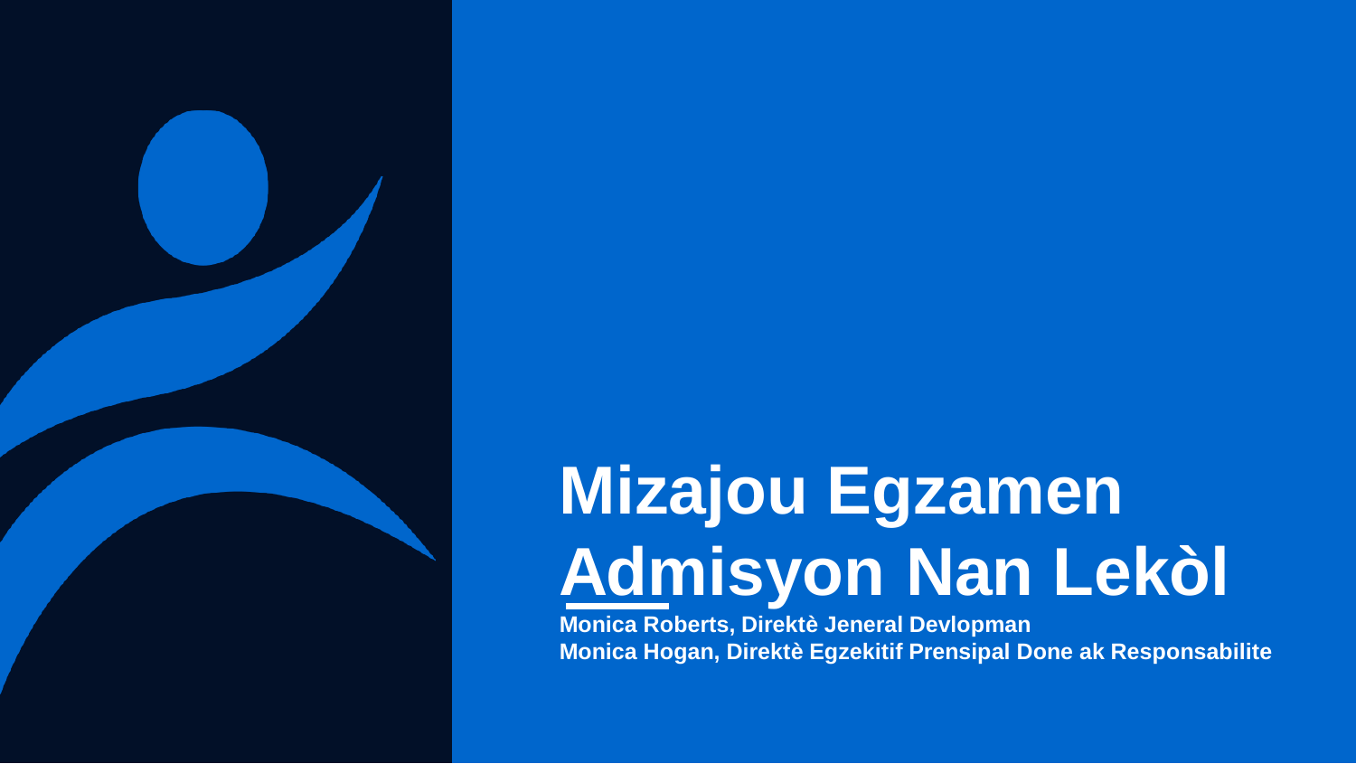# Mizajou Egzamen Admisyon Nan Lekòl

**Monica Roberts, Direktè Jeneral Devlopman**
**Monica Hogan, Direktè Egzekitif Prensipal Done ak Responsabilite**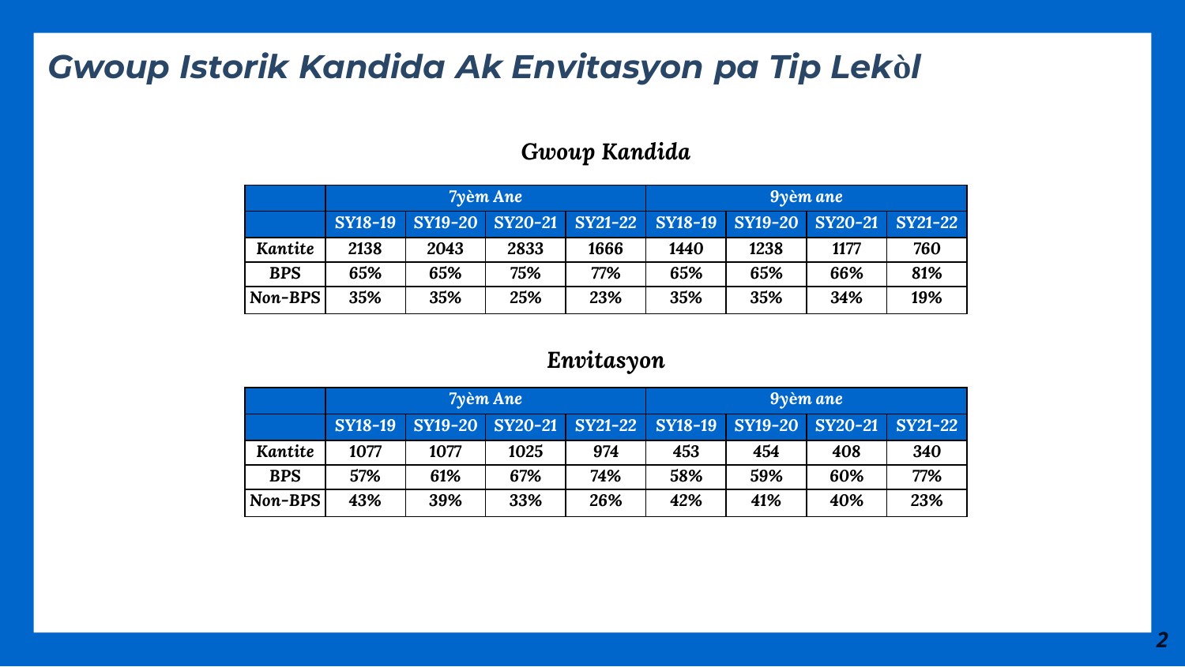# Gwoup Istorik Kandida Ak Envitasyon pa Tip Lekòl

## Gwoup Kandida

| | 7yèm Ane | | | | 9yèm ane | | | |
|---|---|---|---|---|---|---|---|---|
| | SY18-19 | SY19-20 | SY20-21 | SY21-22 | SY18-19 | SY19-20 | SY20-21 | SY21-22 |
| **Kantite** | 2138 | 2043 | 2833 | 1666 | 1440 | 1238 | 1177 | 760 |
| **BPS** | 65% | 65% | 75% | 77% | 65% | 65% | 66% | 81% |
| **Non-BPS** | 35% | 35% | 25% | 23% | 35% | 35% | 34% | 19% |

## Envitasyon

| | 7yèm Ane | | | | 9yèm ane | | | |
|---|---|---|---|---|---|---|---|---|
| | SY18-19 | SY19-20 | SY20-21 | SY21-22 | SY18-19 | SY19-20 | SY20-21 | SY21-22 |
| **Kantite** | 1077 | 1077 | 1025 | 974 | 453 | 454 | 408 | 340 |
| **BPS** | 57% | 61% | 67% | 74% | 58% | 59% | 60% | 77% |
| **Non-BPS** | 43% | 39% | 33% | 26% | 42% | 41% | 40% | 23% |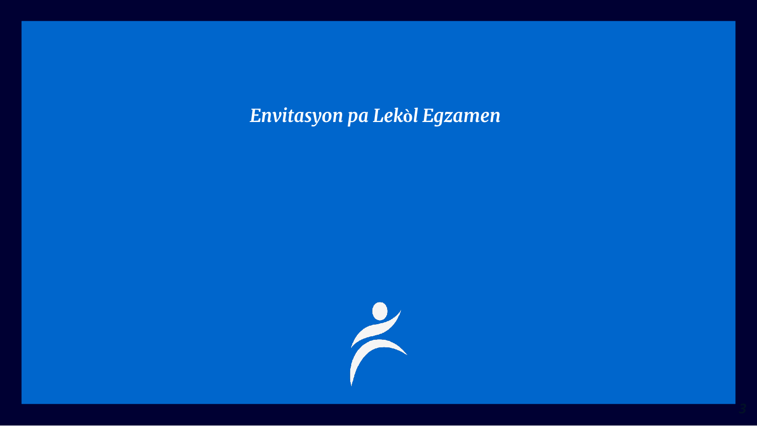*Envitasyon pa Lekòl Egzamen*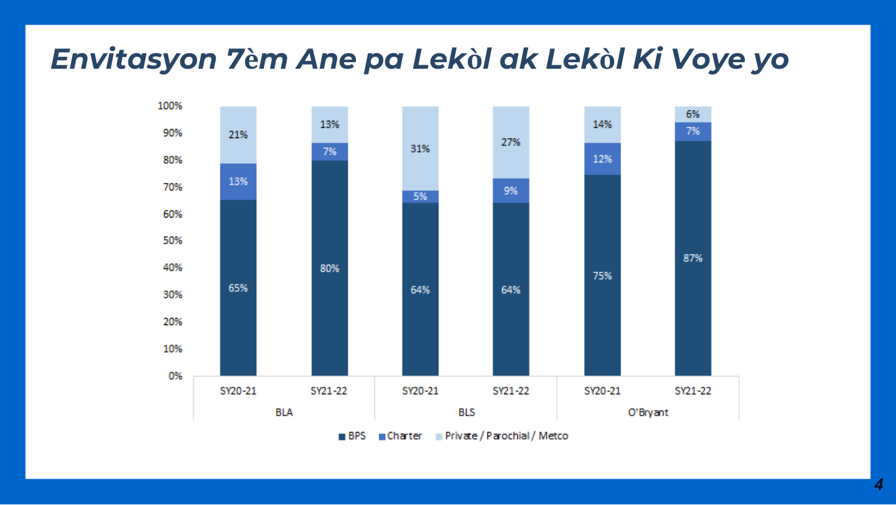# Envitasyon 7èm Ane pa Lekòl ak Lekòl Ki Voye yo

100%
90%
80%
70%
60%
50%
40%
30%
20%
10%
0%

21%
13%
65%

13%
7%
80%

31%
5%
64%

27%
9%
64%

14%
12%
75%

6%
7%
87%

SY20-21
SY21-22
BLA

SY20-21
SY21-22
BLS

SY20-21
SY21-22
O'Bryant

BPS
Charter
Private / Parochial / Metco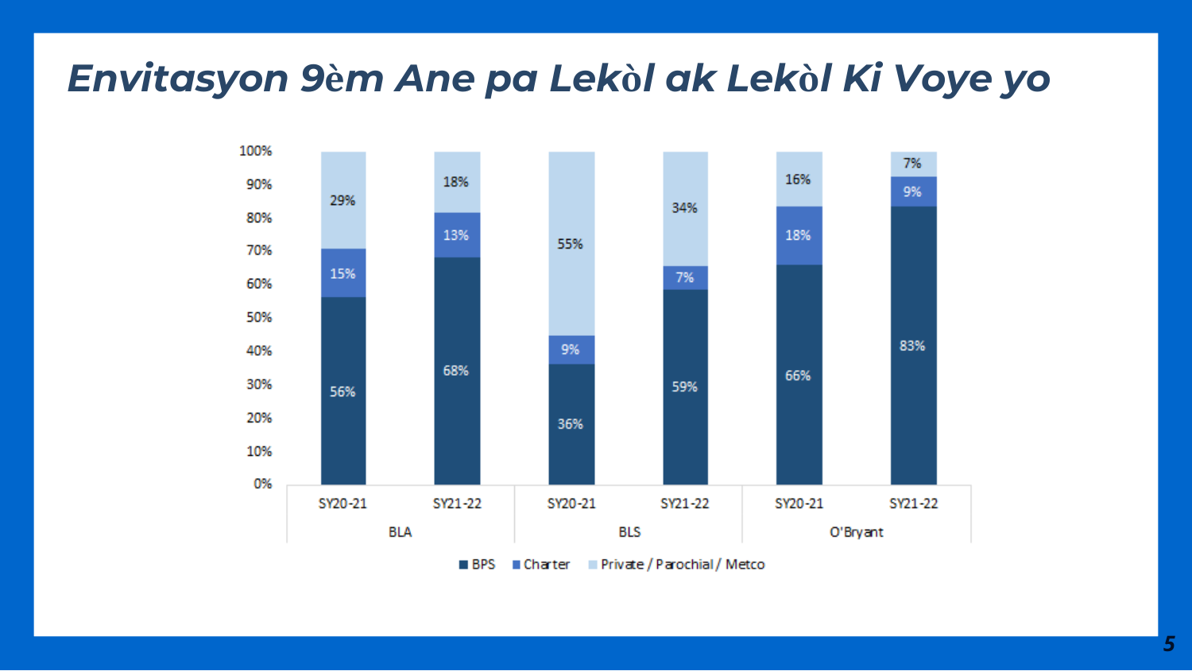# Envitasyon 9èm Ane pa Lekòl ak Lekòl Ki Voye yo

100%
90%
80%
70%
60%
50%
40%
30%
20%
10%
0%

BLA
SY20-21: 56%, 15%, 29%
SY21-22: 68%, 13%, 18%

BLS
SY20-21: 36%, 9%, 55%
SY21-22: 59%, 7%, 34%

O'Bryant
SY20-21: 66%, 18%, 16%
SY21-22: 83%, 9%, 7%

BPS
Charter
Private / Parochial / Metco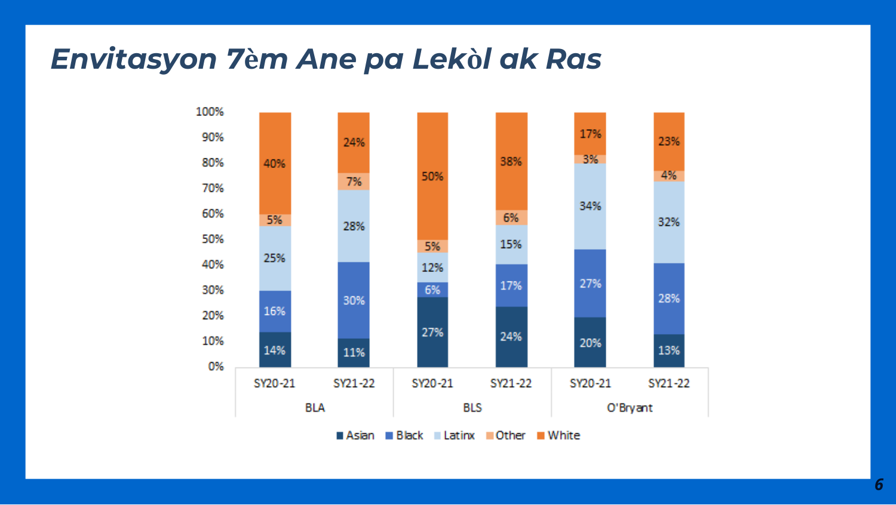# *Envitasyon 7èm Ane pa Lekòl ak Ras*

100%
90%
80%
70%
60%
50%
40%
30%
20%
10%
0%

BLA
SY20-21: 14%, 16%, 25%, 5%, 40%
SY21-22: 11%, 30%, 28%, 7%, 24%

BLS
SY20-21: 27%, 6%, 12%, 5%, 50%
SY21-22: 24%, 17%, 15%, 6%, 38%

O'Bryant
SY20-21: 20%, 27%, 34%, 3%, 17%
SY21-22: 13%, 28%, 32%, 4%, 23%

Asian
Black
Latinx
Other
White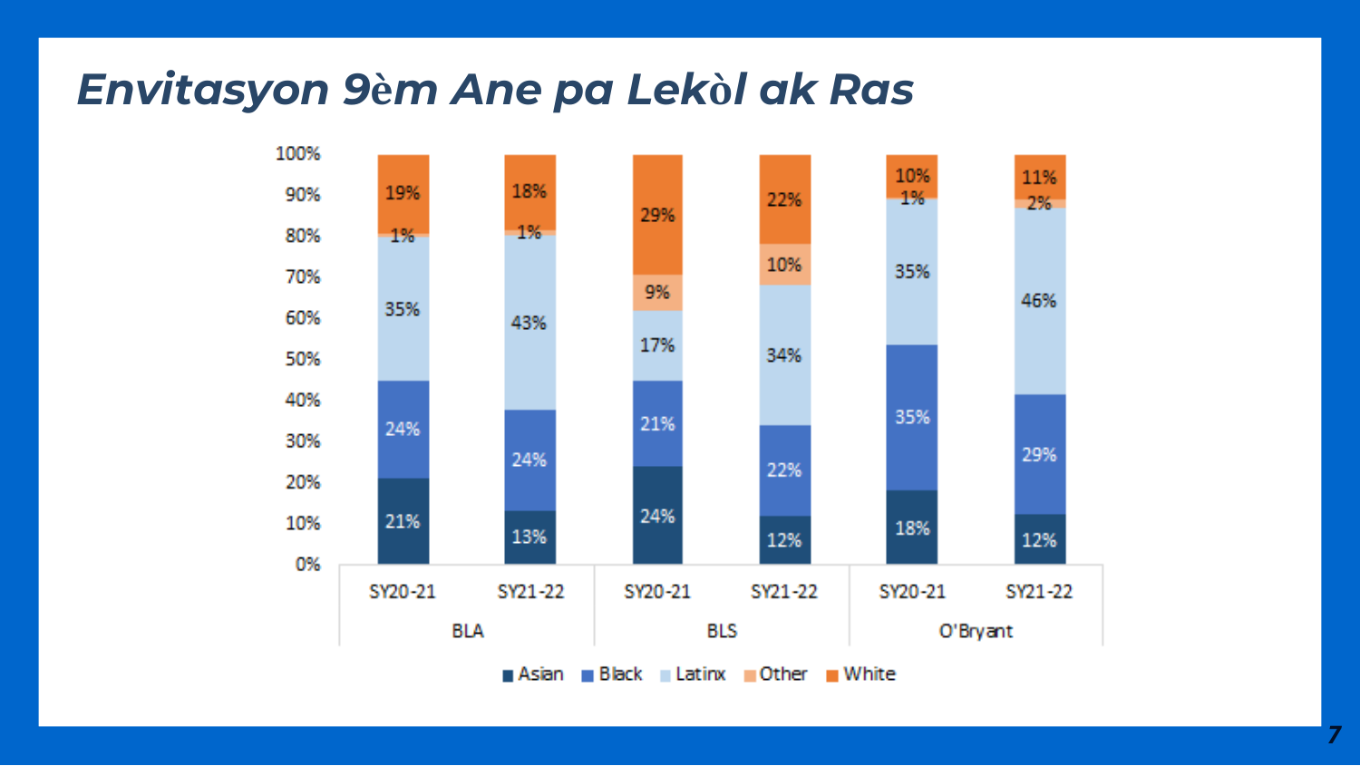# Envitasyon 9èm Ane pa Lekòl ak Ras

100%
90%
80%
70%
60%
50%
40%
30%
20%
10%
0%

BLA
SY20-21: 21%, 24%, 35%, 1%, 19%
SY21-22: 13%, 24%, 43%, 1%, 18%

BLS
SY20-21: 24%, 21%, 17%, 9%, 29%
SY21-22: 12%, 22%, 34%, 10%, 22%

O'Bryant
SY20-21: 18%, 35%, 35%, 1%, 10%
SY21-22: 12%, 29%, 46%, 2%, 11%

Asian, Black, Latinx, Other, White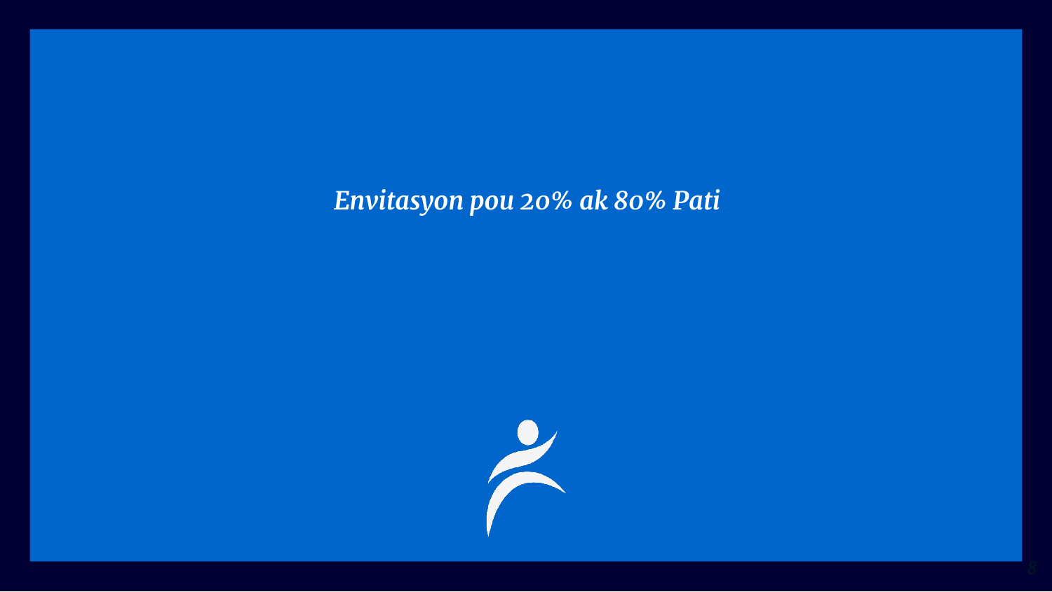*Envitasyon pou 20% ak 80% Pati*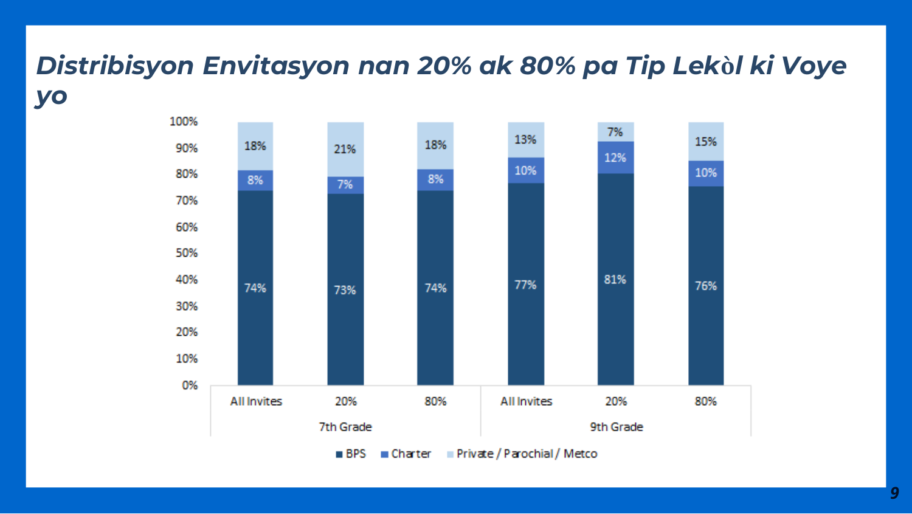# *Distribisyon Envitasyon nan 20% ak 80% pa Tip Lekòl ki Voye yo*

100%
90%
80%
70%
60%
50%
40%
30%
20%
10%
0%

18%
8%
74%

21%
7%
73%

18%
8%
74%

13%
10%
77%

7%
12%
81%

15%
10%
76%

All Invites
20%
80%
7th Grade

All Invites
20%
80%
9th Grade

BPS
Charter
Private / Parochial / Metco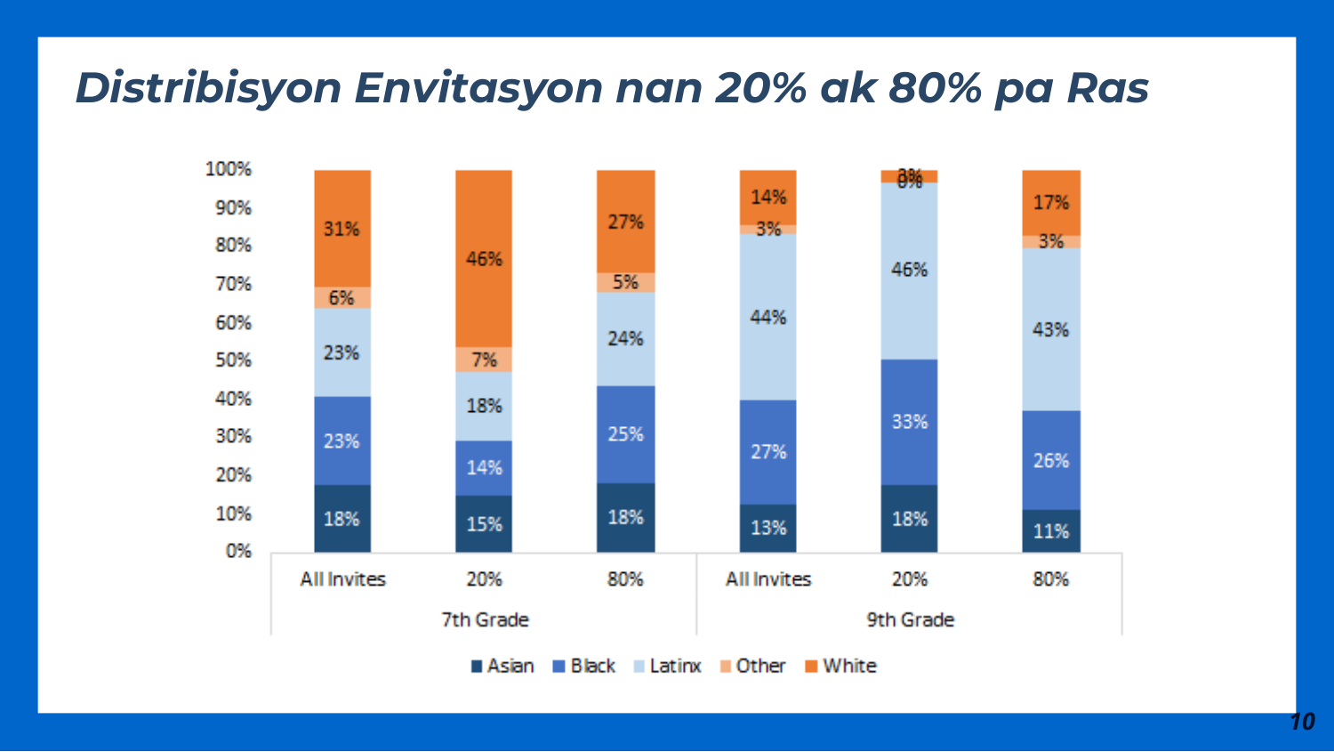# Distribisyon Envitasyon nan 20% ak 80% pa Ras

100%
90%
80%
70%
60%
50%
40%
30%
20%
10%
0%

7th Grade
All Invites: 18%, 23%, 23%, 6%, 31%
20%: 15%, 14%, 18%, 7%, 46%
80%: 18%, 25%, 24%, 5%, 27%

9th Grade
All Invites: 13%, 27%, 44%, 3%, 14%
20%: 18%, 33%, 46%, 0%, 3%
80%: 11%, 26%, 43%, 3%, 17%

Asian
Black
Latinx
Other
White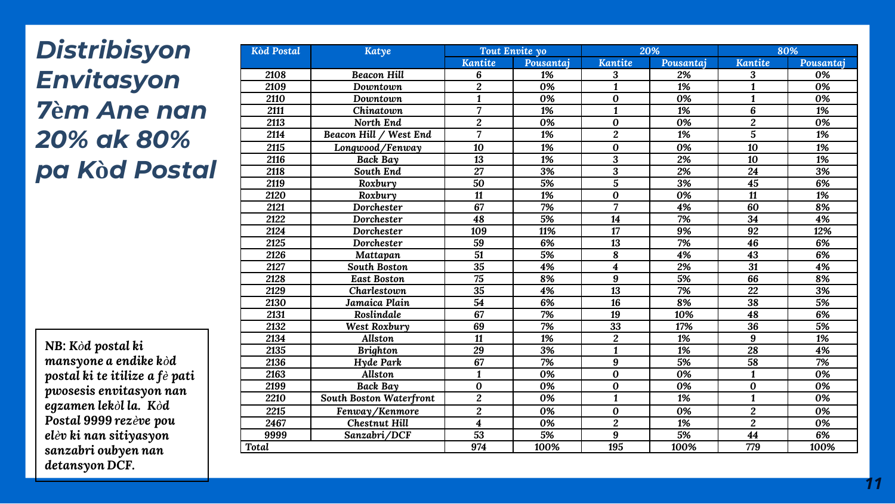# Distribisyon Envitasyon 7èm Ane nan 20% ak 80% pa Kòd Postal

| Kòd Postal | Katye | Tout Envite yo | | 20% | | 80% | |
|---|---|---|---|---|---|---|---|
| | | Kantite | Pousantaj | Kantite | Pousantaj | Kantite | Pousantaj |
| 2108 | Beacon Hill | 6 | 1% | 3 | 2% | 3 | 0% |
| 2109 | Downtown | 2 | 0% | 1 | 1% | 1 | 0% |
| 2110 | Downtown | 1 | 0% | 0 | 0% | 1 | 0% |
| 2111 | Chinatown | 7 | 1% | 1 | 1% | 6 | 1% |
| 2113 | North End | 2 | 0% | 0 | 0% | 2 | 0% |
| 2114 | Beacon Hill / West End | 7 | 1% | 2 | 1% | 5 | 1% |
| 2115 | Longwood/Fenway | 10 | 1% | 0 | 0% | 10 | 1% |
| 2116 | Back Bay | 13 | 1% | 3 | 2% | 10 | 1% |
| 2118 | South End | 27 | 3% | 3 | 2% | 24 | 3% |
| 2119 | Roxbury | 50 | 5% | 5 | 3% | 45 | 6% |
| 2120 | Roxbury | 11 | 1% | 0 | 0% | 11 | 1% |
| 2121 | Dorchester | 67 | 7% | 7 | 4% | 60 | 8% |
| 2122 | Dorchester | 48 | 5% | 14 | 7% | 34 | 4% |
| 2124 | Dorchester | 109 | 11% | 17 | 9% | 92 | 12% |
| 2125 | Dorchester | 59 | 6% | 13 | 7% | 46 | 6% |
| 2126 | Mattapan | 51 | 5% | 8 | 4% | 43 | 6% |
| 2127 | South Boston | 35 | 4% | 4 | 2% | 31 | 4% |
| 2128 | East Boston | 75 | 8% | 9 | 5% | 66 | 8% |
| 2129 | Charlestown | 35 | 4% | 13 | 7% | 22 | 3% |
| 2130 | Jamaica Plain | 54 | 6% | 16 | 8% | 38 | 5% |
| 2131 | Roslindale | 67 | 7% | 19 | 10% | 48 | 6% |
| 2132 | West Roxbury | 69 | 7% | 33 | 17% | 36 | 5% |
| 2134 | Allston | 11 | 1% | 2 | 1% | 9 | 1% |
| 2135 | Brighton | 29 | 3% | 1 | 1% | 28 | 4% |
| 2136 | Hyde Park | 67 | 7% | 9 | 5% | 58 | 7% |
| 2163 | Allston | 1 | 0% | 0 | 0% | 1 | 0% |
| 2199 | Back Bay | 0 | 0% | 0 | 0% | 0 | 0% |
| 2210 | South Boston Waterfront | 2 | 0% | 1 | 1% | 1 | 0% |
| 2215 | Fenway/Kenmore | 2 | 0% | 0 | 0% | 2 | 0% |
| 2467 | Chestnut Hill | 4 | 0% | 2 | 1% | 2 | 0% |
| 9999 | Sanzabri/DCF | 53 | 5% | 9 | 5% | 44 | 6% |
| Total | | 974 | 100% | 195 | 100% | 779 | 100% |

***NB: Kòd postal ki mansyone a endike kòd postal ki te itilize a fè pati pwosesis envitasyon nan egzamen lekòl la. Kòd Postal 9999 rezève pou elèv ki nan sitiyasyon sanzabri oubyen nan detansyon DCF.***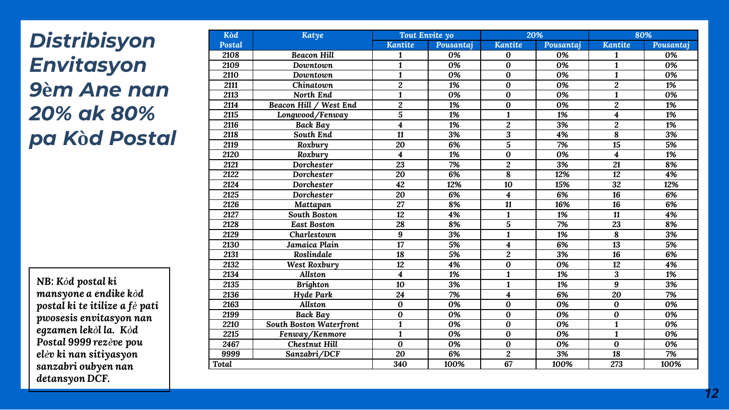# Distribisyon Envitasyon 9èm Ane nan 20% ak 80% pa Kòd Postal

| Kòd Postal | Katye | Tout Envite yo | | 20% | | 80% | |
|---|---|---|---|---|---|---|---|
| | | Kantite | Pousantaj | Kantite | Pousantaj | Kantite | Pousantaj |
| 2108 | Beacon Hill | 1 | 0% | 0 | 0% | 1 | 0% |
| 2109 | Downtown | 1 | 0% | 0 | 0% | 1 | 0% |
| 2110 | Downtown | 1 | 0% | 0 | 0% | 1 | 0% |
| 2111 | Chinatown | 2 | 1% | 0 | 0% | 2 | 1% |
| 2113 | North End | 1 | 0% | 0 | 0% | 1 | 0% |
| 2114 | Beacon Hill / West End | 2 | 1% | 0 | 0% | 2 | 1% |
| 2115 | Longwood/Fenway | 5 | 1% | 1 | 1% | 4 | 1% |
| 2116 | Back Bay | 4 | 1% | 2 | 3% | 2 | 1% |
| 2118 | South End | 11 | 3% | 3 | 4% | 8 | 3% |
| 2119 | Roxbury | 20 | 6% | 5 | 7% | 15 | 5% |
| 2120 | Roxbury | 4 | 1% | 0 | 0% | 4 | 1% |
| 2121 | Dorchester | 23 | 7% | 2 | 3% | 21 | 8% |
| 2122 | Dorchester | 20 | 6% | 8 | 12% | 12 | 4% |
| 2124 | Dorchester | 42 | 12% | 10 | 15% | 32 | 12% |
| 2125 | Dorchester | 20 | 6% | 4 | 6% | 16 | 6% |
| 2126 | Mattapan | 27 | 8% | 11 | 16% | 16 | 6% |
| 2127 | South Boston | 12 | 4% | 1 | 1% | 11 | 4% |
| 2128 | East Boston | 28 | 8% | 5 | 7% | 23 | 8% |
| 2129 | Charlestown | 9 | 3% | 1 | 1% | 8 | 3% |
| 2130 | Jamaica Plain | 17 | 5% | 4 | 6% | 13 | 5% |
| 2131 | Roslindale | 18 | 5% | 2 | 3% | 16 | 6% |
| 2132 | West Roxbury | 12 | 4% | 0 | 0% | 12 | 4% |
| 2134 | Allston | 4 | 1% | 1 | 1% | 3 | 1% |
| 2135 | Brighton | 10 | 3% | 1 | 1% | 9 | 3% |
| 2136 | Hyde Park | 24 | 7% | 4 | 6% | 20 | 7% |
| 2163 | Allston | 0 | 0% | 0 | 0% | 0 | 0% |
| 2199 | Back Bay | 0 | 0% | 0 | 0% | 0 | 0% |
| 2210 | South Boston Waterfront | 1 | 0% | 0 | 0% | 1 | 0% |
| 2215 | Fenway/Kenmore | 1 | 0% | 0 | 0% | 1 | 0% |
| 2467 | Chestnut Hill | 0 | 0% | 0 | 0% | 0 | 0% |
| 9999 | Sanzabri/DCF | 20 | 6% | 2 | 3% | 18 | 7% |
| Total | | 340 | 100% | 67 | 100% | 273 | 100% |

*NB: Kòd postal ki mansyone a endike kòd postal ki te itilize a fè pati pwosesis envitasyon nan egzamen lekòl la. Kòd Postal 9999 rezève pou elèv ki nan sitiyasyon sanzabri oubyen nan detansyon DCF.*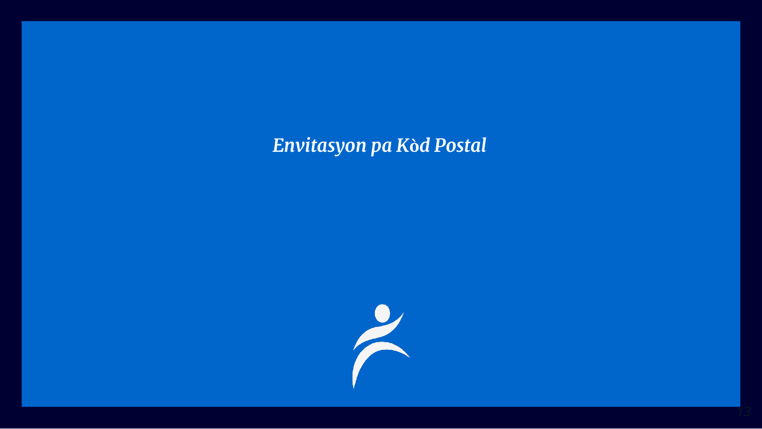*Envitasyon pa Kòd Postal*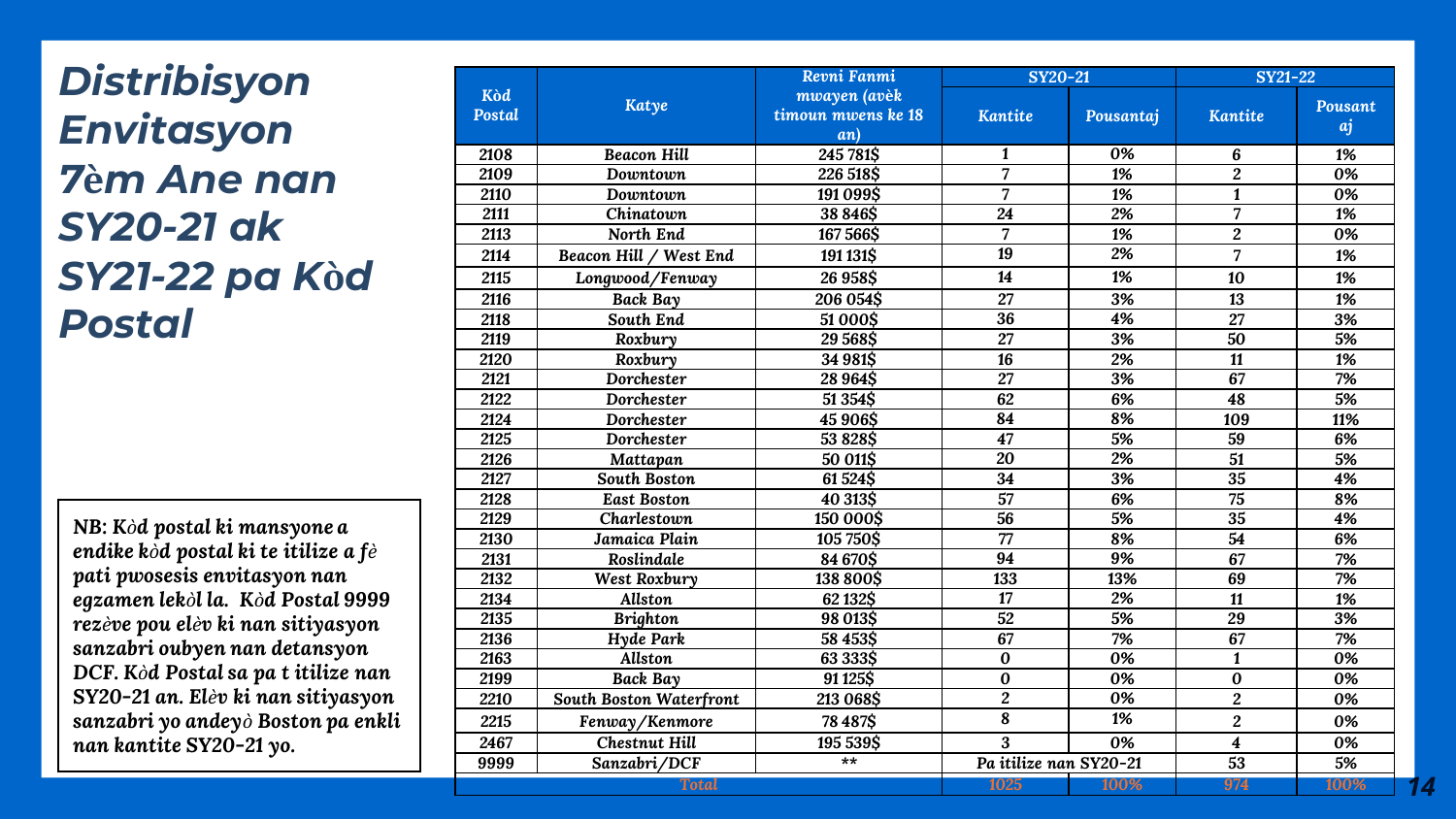# Distribisyon Envitasyon 7èm Ane nan SY20-21 ak SY21-22 pa Kòd Postal

**NB: Kòd postal ki mansyone a endike kòd postal ki te itilize a fè pati pwosesis envitasyon nan egzamen lekòl la. Kòd Postal 9999 rezève pou elèv ki nan sitiyasyon sanzabri oubyen nan detansyon DCF. Kòd Postal sa pa t itilize nan SY20-21 an. Elèv ki nan sitiyasyon sanzabri yo andeyò Boston pa enkli nan kantite SY20-21 yo.**

| Kòd Postal | Katye | Revni Fanmi mwayen (avèk timoun mwens ke 18 an) | SY20-21 | | SY21-22 | |
|---|---|---|---|---|---|---|
| | | | Kantite | Pousantaj | Kantite | Pousantaj |
| 2108 | Beacon Hill | 245 781$ | 1 | 0% | 6 | 1% |
| 2109 | Downtown | 226 518$ | 7 | 1% | 2 | 0% |
| 2110 | Downtown | 191 099$ | 7 | 1% | 1 | 0% |
| 2111 | Chinatown | 38 846$ | 24 | 2% | 7 | 1% |
| 2113 | North End | 167 566$ | 7 | 1% | 2 | 0% |
| 2114 | Beacon Hill / West End | 191 131$ | 19 | 2% | 7 | 1% |
| 2115 | Longwood/Fenway | 26 958$ | 14 | 1% | 10 | 1% |
| 2116 | Back Bay | 206 054$ | 27 | 3% | 13 | 1% |
| 2118 | South End | 51 000$ | 36 | 4% | 27 | 3% |
| 2119 | Roxbury | 29 568$ | 27 | 3% | 50 | 5% |
| 2120 | Roxbury | 34 981$ | 16 | 2% | 11 | 1% |
| 2121 | Dorchester | 28 964$ | 27 | 3% | 67 | 7% |
| 2122 | Dorchester | 51 354$ | 62 | 6% | 48 | 5% |
| 2124 | Dorchester | 45 906$ | 84 | 8% | 109 | 11% |
| 2125 | Dorchester | 53 828$ | 47 | 5% | 59 | 6% |
| 2126 | Mattapan | 50 011$ | 20 | 2% | 51 | 5% |
| 2127 | South Boston | 61 524$ | 34 | 3% | 35 | 4% |
| 2128 | East Boston | 40 313$ | 57 | 6% | 75 | 8% |
| 2129 | Charlestown | 150 000$ | 56 | 5% | 35 | 4% |
| 2130 | Jamaica Plain | 105 750$ | 77 | 8% | 54 | 6% |
| 2131 | Roslindale | 84 670$ | 94 | 9% | 67 | 7% |
| 2132 | West Roxbury | 138 800$ | 133 | 13% | 69 | 7% |
| 2134 | Allston | 62 132$ | 17 | 2% | 11 | 1% |
| 2135 | Brighton | 98 013$ | 52 | 5% | 29 | 3% |
| 2136 | Hyde Park | 58 453$ | 67 | 7% | 67 | 7% |
| 2163 | Allston | 63 333$ | 0 | 0% | 1 | 0% |
| 2199 | Back Bay | 91 125$ | 0 | 0% | 0 | 0% |
| 2210 | South Boston Waterfront | 213 068$ | 2 | 0% | 2 | 0% |
| 2215 | Fenway/Kenmore | 78 487$ | 8 | 1% | 2 | 0% |
| 2467 | Chestnut Hill | 195 539$ | 3 | 0% | 4 | 0% |
| 9999 | Sanzabri/DCF | ** | Pa itilize nan SY20-21 | | 53 | 5% |
| Total | | | 1025 | 100% | 974 | 100% |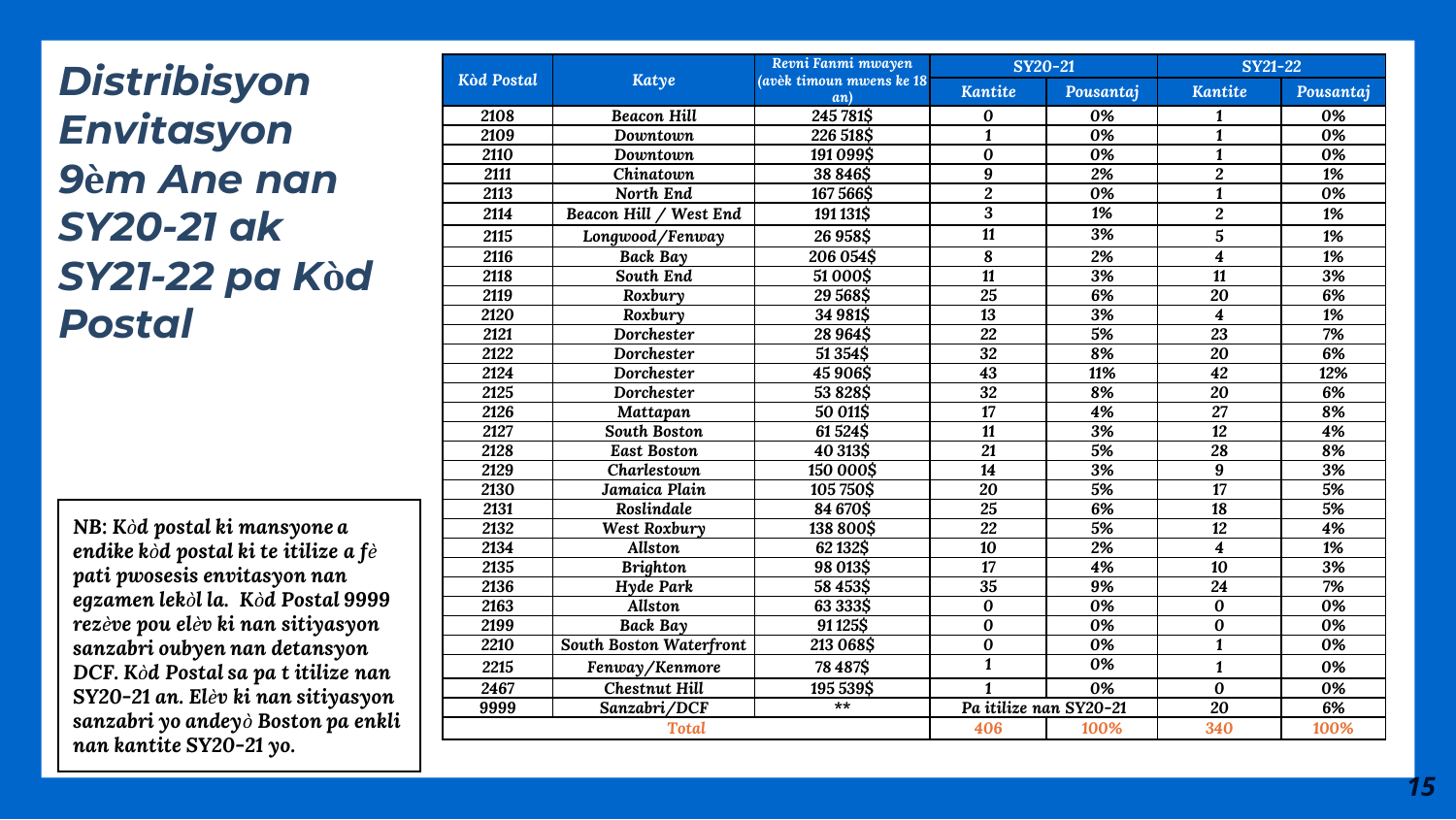# Distribisyon Envitasyon 9èm Ane nan SY20-21 ak SY21-22 pa Kòd Postal

| Kòd Postal | Katye | Revni Fanmi mwayen (avèk timoun mwens ke 18 an) | SY20-21 | | SY21-22 | |
|---|---|---|---|---|---|---|
| | | | Kantite | Pousantaj | Kantite | Pousantaj |
| 2108 | Beacon Hill | 245 781$ | 0 | 0% | 1 | 0% |
| 2109 | Downtown | 226 518$ | 1 | 0% | 1 | 0% |
| 2110 | Downtown | 191 099$ | 0 | 0% | 1 | 0% |
| 2111 | Chinatown | 38 846$ | 9 | 2% | 2 | 1% |
| 2113 | North End | 167 566$ | 2 | 0% | 1 | 0% |
| 2114 | Beacon Hill / West End | 191 131$ | 3 | 1% | 2 | 1% |
| 2115 | Longwood/Fenway | 26 958$ | 11 | 3% | 5 | 1% |
| 2116 | Back Bay | 206 054$ | 8 | 2% | 4 | 1% |
| 2118 | South End | 51 000$ | 11 | 3% | 11 | 3% |
| 2119 | Roxbury | 29 568$ | 25 | 6% | 20 | 6% |
| 2120 | Roxbury | 34 981$ | 13 | 3% | 4 | 1% |
| 2121 | Dorchester | 28 964$ | 22 | 5% | 23 | 7% |
| 2122 | Dorchester | 51 354$ | 32 | 8% | 20 | 6% |
| 2124 | Dorchester | 45 906$ | 43 | 11% | 42 | 12% |
| 2125 | Dorchester | 53 828$ | 32 | 8% | 20 | 6% |
| 2126 | Mattapan | 50 011$ | 17 | 4% | 27 | 8% |
| 2127 | South Boston | 61 524$ | 11 | 3% | 12 | 4% |
| 2128 | East Boston | 40 313$ | 21 | 5% | 28 | 8% |
| 2129 | Charlestown | 150 000$ | 14 | 3% | 9 | 3% |
| 2130 | Jamaica Plain | 105 750$ | 20 | 5% | 17 | 5% |
| 2131 | Roslindale | 84 670$ | 25 | 6% | 18 | 5% |
| 2132 | West Roxbury | 138 800$ | 22 | 5% | 12 | 4% |
| 2134 | Allston | 62 132$ | 10 | 2% | 4 | 1% |
| 2135 | Brighton | 98 013$ | 17 | 4% | 10 | 3% |
| 2136 | Hyde Park | 58 453$ | 35 | 9% | 24 | 7% |
| 2163 | Allston | 63 333$ | 0 | 0% | 0 | 0% |
| 2199 | Back Bay | 91 125$ | 0 | 0% | 0 | 0% |
| 2210 | South Boston Waterfront | 213 068$ | 0 | 0% | 1 | 0% |
| 2215 | Fenway/Kenmore | 78 487$ | 1 | 0% | 1 | 0% |
| 2467 | Chestnut Hill | 195 539$ | 1 | 0% | 0 | 0% |
| 9999 | Sanzabri/DCF | ** | Pa itilize nan SY20-21 | | 20 | 6% |
| Total | | | 406 | 100% | 340 | 100% |

**NB: Kòd postal ki mansyone a endike kòd postal ki te itilize a fè pati pwosesis envitasyon nan egzamen lekòl la. Kòd Postal 9999 rezève pou elèv ki nan sitiyasyon sanzabri oubyen nan detansyon DCF. Kòd Postal sa pa t itilize nan SY20-21 an. Elèv ki nan sitiyasyon sanzabri yo andeyò Boston pa enkli nan kantite SY20-21 yo.**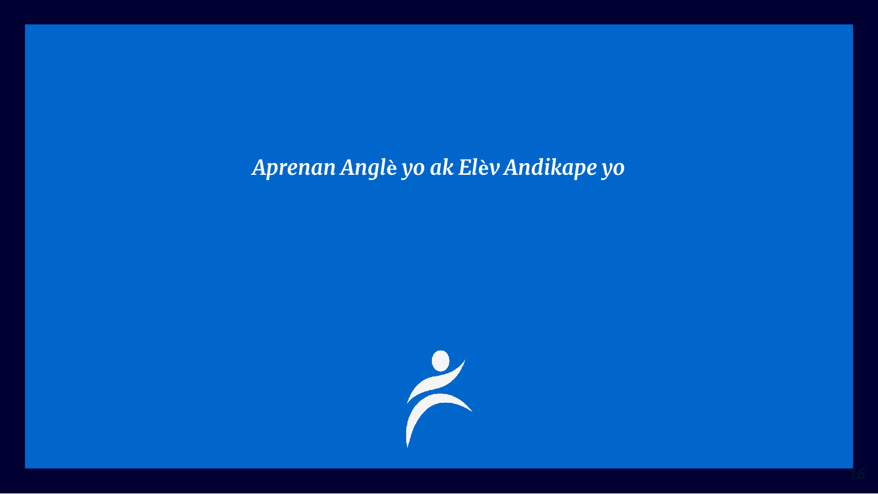*Aprenan Anglè yo ak Elèv Andikape yo*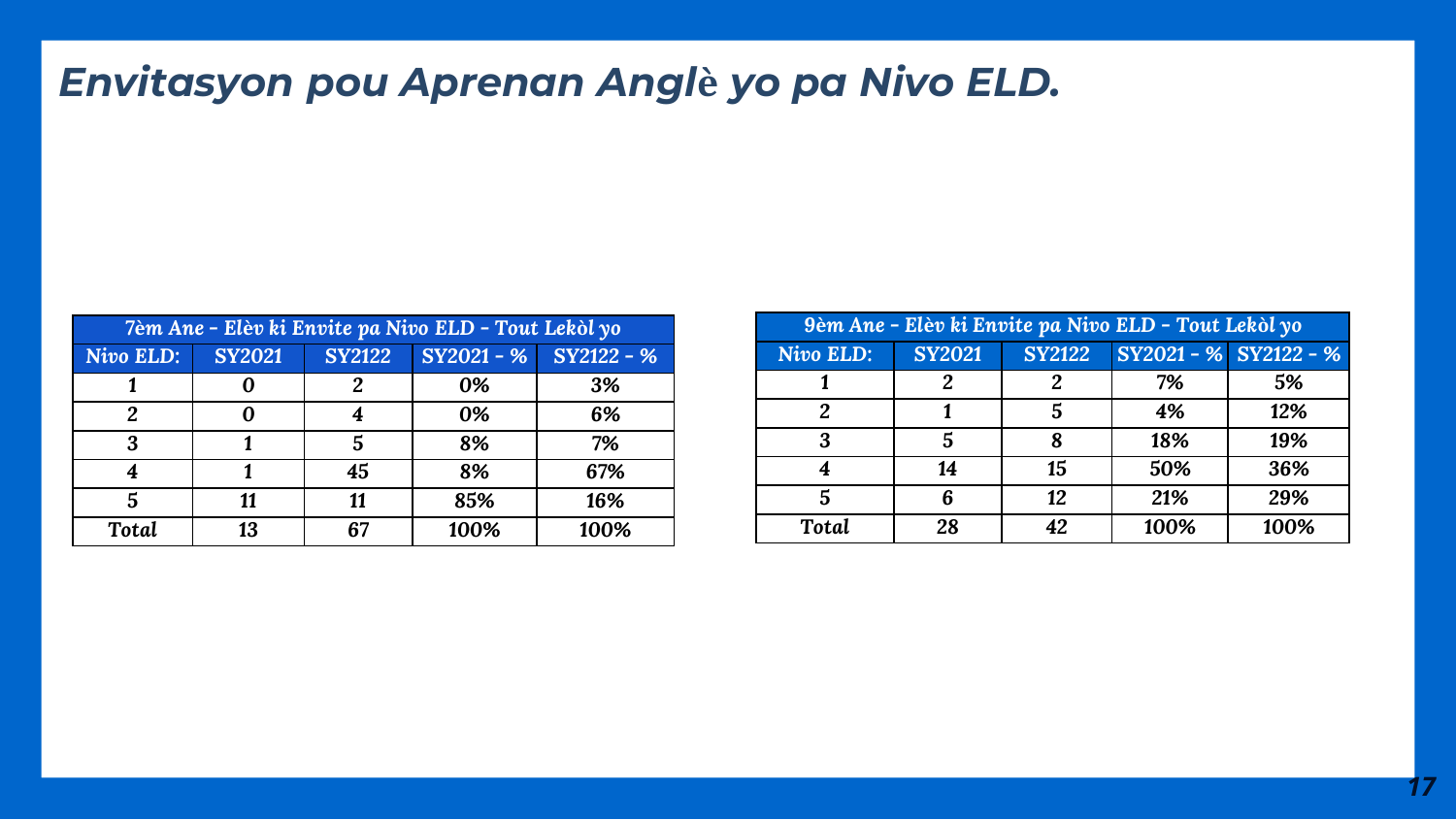# *Envitasyon pou Aprenan Anglè yo pa Nivo ELD.*

| *7èm Ane - Elèv ki Envite pa Nivo ELD - Tout Lekòl yo* | | | | |
|---|---|---|---|---|
| **Nivo ELD:** | **SY2021** | **SY2122** | **SY2021 - %** | **SY2122 - %** |
| **1** | **0** | **2** | **0%** | **3%** |
| **2** | **0** | **4** | **0%** | **6%** |
| **3** | **1** | **5** | **8%** | **7%** |
| **4** | **1** | **45** | **8%** | **67%** |
| **5** | **11** | **11** | **85%** | **16%** |
| ***Total*** | **13** | **67** | **100%** | **100%** |

| *9èm Ane - Elèv ki Envite pa Nivo ELD - Tout Lekòl yo* | | | | |
|---|---|---|---|---|
| **Nivo ELD:** | **SY2021** | **SY2122** | **SY2021 - %** | **SY2122 - %** |
| **1** | **2** | **2** | **7%** | **5%** |
| **2** | **1** | **5** | **4%** | **12%** |
| **3** | **5** | **8** | **18%** | **19%** |
| **4** | **14** | **15** | **50%** | **36%** |
| **5** | **6** | **12** | **21%** | **29%** |
| ***Total*** | **28** | **42** | **100%** | **100%** |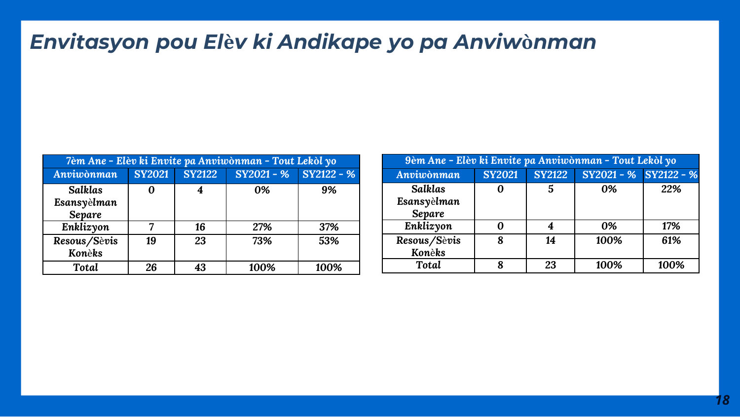# *Envitasyon pou Elèv ki Andikape yo pa Anviwònman*

| 7èm Ane - Elèv ki Envite pa Anviwònman - Tout Lekòl yo | | | | |
|---|---|---|---|---|
| Anviwònman | SY2021 | SY2122 | SY2021 - % | SY2122 - % |
| Salklas Esansyèlman Separe | 0 | 4 | 0% | 9% |
| Enklizyon | 7 | 16 | 27% | 37% |
| Resous/Sèvis Konèks | 19 | 23 | 73% | 53% |
| Total | 26 | 43 | 100% | 100% |

| 9èm Ane - Elèv ki Envite pa Anviwònman - Tout Lekòl yo | | | | |
|---|---|---|---|---|
| Anviwònman | SY2021 | SY2122 | SY2021 - % | SY2122 - % |
| Salklas Esansyèlman Separe | 0 | 5 | 0% | 22% |
| Enklizyon | 0 | 4 | 0% | 17% |
| Resous/Sèvis Konèks | 8 | 14 | 100% | 61% |
| Total | 8 | 23 | 100% | 100% |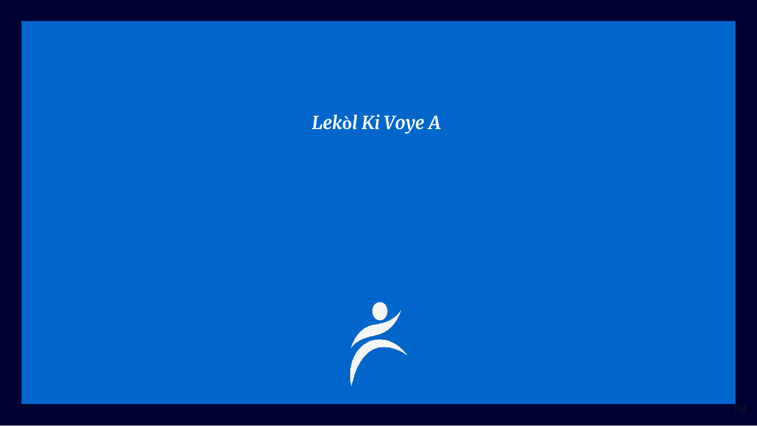*Lekòl Ki Voye A*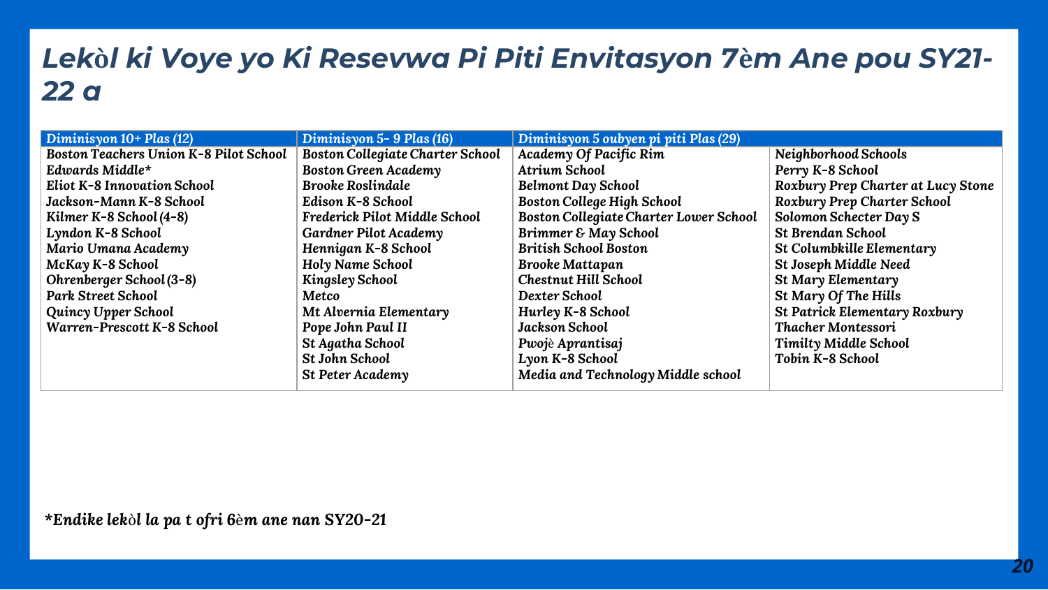# *Lekòl ki Voye yo Ki Resevwa Pi Piti Envitasyon 7èm Ane pou SY21-22 a*

| Diminisyon 10+ Plas (12) | Diminisyon 5- 9 Plas (16) | Diminisyon 5 oubyen pi piti Plas (29) | |
|---|---|---|---|
| Boston Teachers Union K-8 Pilot School | Boston Collegiate Charter School | Academy Of Pacific Rim | Neighborhood Schools |
| Edwards Middle* | Boston Green Academy | Atrium School | Perry K-8 School |
| Eliot K-8 Innovation School | Brooke Roslindale | Belmont Day School | Roxbury Prep Charter at Lucy Stone |
| Jackson-Mann K-8 School | Edison K-8 School | Boston College High School | Roxbury Prep Charter School |
| Kilmer K-8 School (4-8) | Frederick Pilot Middle School | Boston Collegiate Charter Lower School | Solomon Schecter Day S |
| Lyndon K-8 School | Gardner Pilot Academy | Brimmer & May School | St Brendan School |
| Mario Umana Academy | Hennigan K-8 School | British School Boston | St Columbkille Elementary |
| McKay K-8 School | Holy Name School | Brooke Mattapan | St Joseph Middle Need |
| Ohrenberger School (3-8) | Kingsley School | Chestnut Hill School | St Mary Elementary |
| Park Street School | Metco | Dexter School | St Mary Of The Hills |
| Quincy Upper School | Mt Alvernia Elementary | Hurley K-8 School | St Patrick Elementary Roxbury |
| Warren-Prescott K-8 School | Pope John Paul II | Jackson School | Thacher Montessori |
| | St Agatha School | Pwojè Aprantisaj | Timilty Middle School |
| | St John School | Lyon K-8 School | Tobin K-8 School |
| | St Peter Academy | Media and Technology Middle school | |

***Endike lekòl la pa t ofri 6èm ane nan SY20-21**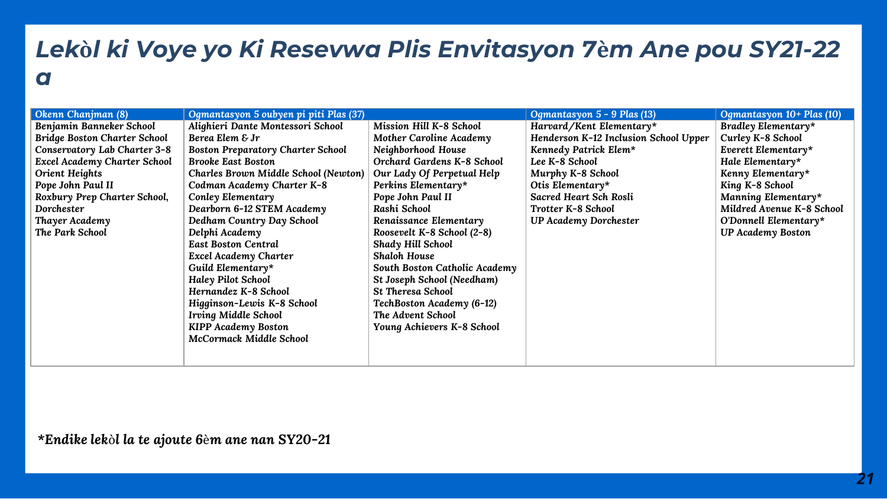# Lekòl ki Voye yo Ki Resevwa Plis Envitasyon 7èm Ane pou SY21-22 a

| Okenn Chanjman (8) | Ogmantasyon 5 oubyen pi piti Plas (37) | | Ogmantasyon 5 - 9 Plas (13) | Ogmantasyon 10+ Plas (10) |
|---|---|---|---|---|
| Benjamin Banneker School | Alighieri Dante Montessori School | Mission Hill K-8 School | Harvard/Kent Elementary* | Bradley Elementary* |
| Bridge Boston Charter School | Berea Elem & Jr | Mother Caroline Academy | Henderson K-12 Inclusion School Upper | Curley K-8 School |
| Conservatory Lab Charter 3-8 | Boston Preparatory Charter School | Neighborhood House | Kennedy Patrick Elem* | Everett Elementary* |
| Excel Academy Charter School | Brooke East Boston | Orchard Gardens K-8 School | Lee K-8 School | Hale Elementary* |
| Orient Heights | Charles Brown Middle School (Newton) | Our Lady Of Perpetual Help | Murphy K-8 School | Kenny Elementary* |
| Pope John Paul II | Codman Academy Charter K-8 | Perkins Elementary* | Otis Elementary* | King K-8 School |
| Roxbury Prep Charter School, Dorchester | Conley Elementary | Pope John Paul II | Sacred Heart Sch Rosli | Manning Elementary* |
| Thayer Academy | Dearborn 6-12 STEM Academy | Rashi School | Trotter K-8 School | Mildred Avenue K-8 School |
| The Park School | Dedham Country Day School | Renaissance Elementary | UP Academy Dorchester | O'Donnell Elementary* |
| | Delphi Academy | Roosevelt K-8 School (2-8) | | UP Academy Boston |
| | East Boston Central | Shady Hill School | | |
| | Excel Academy Charter | Shaloh House | | |
| | Guild Elementary* | South Boston Catholic Academy | | |
| | Haley Pilot School | St Joseph School (Needham) | | |
| | Hernandez K-8 School | St Theresa School | | |
| | Higginson-Lewis K-8 School | TechBoston Academy (6-12) | | |
| | Irving Middle School | The Advent School | | |
| | KIPP Academy Boston | Young Achievers K-8 School | | |
| | McCormack Middle School | | | |

*Endike lekòl la te ajoute 6èm ane nan SY20-21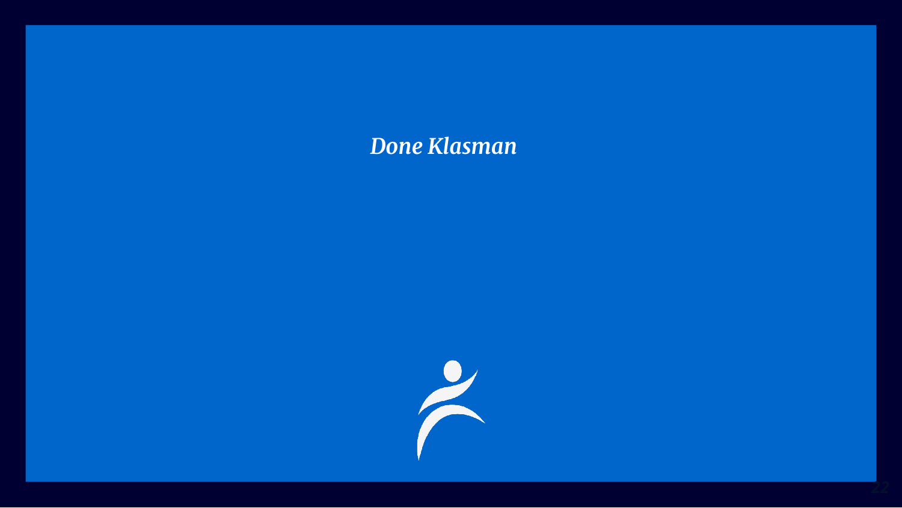*Done Klasman*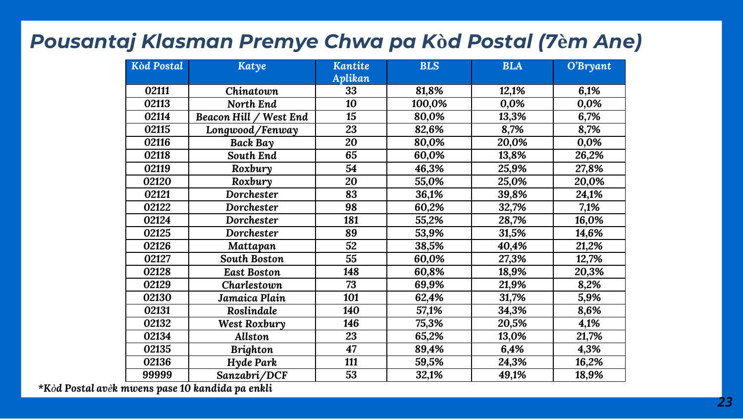# Pousantaj Klasman Premye Chwa pa Kòd Postal (7èm Ane)

| Kòd Postal | Katye | Kantite Aplikan | BLS | BLA | O'Bryant |
|---|---|---|---|---|---|
| 02111 | Chinatown | 33 | 81,8% | 12,1% | 6,1% |
| 02113 | North End | 10 | 100,0% | 0,0% | 0,0% |
| 02114 | Beacon Hill / West End | 15 | 80,0% | 13,3% | 6,7% |
| 02115 | Longwood/Fenway | 23 | 82,6% | 8,7% | 8,7% |
| 02116 | Back Bay | 20 | 80,0% | 20,0% | 0,0% |
| 02118 | South End | 65 | 60,0% | 13,8% | 26,2% |
| 02119 | Roxbury | 54 | 46,3% | 25,9% | 27,8% |
| 02120 | Roxbury | 20 | 55,0% | 25,0% | 20,0% |
| 02121 | Dorchester | 83 | 36,1% | 39,8% | 24,1% |
| 02122 | Dorchester | 98 | 60,2% | 32,7% | 7,1% |
| 02124 | Dorchester | 181 | 55,2% | 28,7% | 16,0% |
| 02125 | Dorchester | 89 | 53,9% | 31,5% | 14,6% |
| 02126 | Mattapan | 52 | 38,5% | 40,4% | 21,2% |
| 02127 | South Boston | 55 | 60,0% | 27,3% | 12,7% |
| 02128 | East Boston | 148 | 60,8% | 18,9% | 20,3% |
| 02129 | Charlestown | 73 | 69,9% | 21,9% | 8,2% |
| 02130 | Jamaica Plain | 101 | 62,4% | 31,7% | 5,9% |
| 02131 | Roslindale | 140 | 57,1% | 34,3% | 8,6% |
| 02132 | West Roxbury | 146 | 75,3% | 20,5% | 4,1% |
| 02134 | Allston | 23 | 65,2% | 13,0% | 21,7% |
| 02135 | Brighton | 47 | 89,4% | 6,4% | 4,3% |
| 02136 | Hyde Park | 111 | 59,5% | 24,3% | 16,2% |
| 99999 | Sanzabri/DCF | 53 | 32,1% | 49,1% | 18,9% |

*\*Kòd Postal avèk mwens pase 10 kandida pa enkli*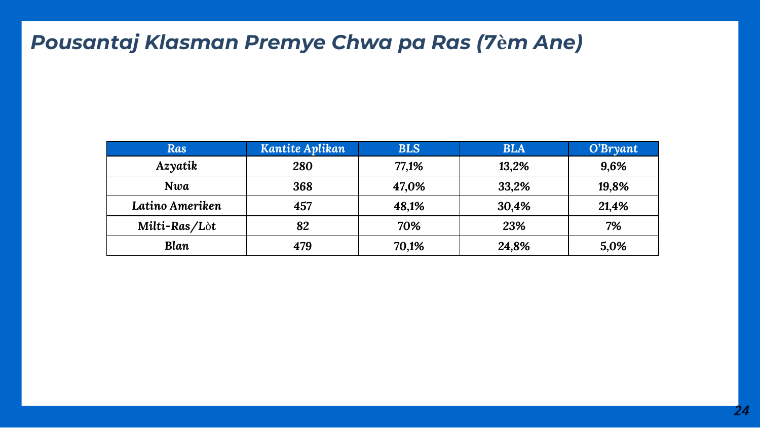# Pousantaj Klasman Premye Chwa pa Ras (7èm Ane)

| Ras | Kantite Aplikan | BLS | BLA | O'Bryant |
|---|---|---|---|---|
| Azyatik | 280 | 77,1% | 13,2% | 9,6% |
| Nwa | 368 | 47,0% | 33,2% | 19,8% |
| Latino Ameriken | 457 | 48,1% | 30,4% | 21,4% |
| Milti-Ras/Lòt | 82 | 70% | 23% | 7% |
| Blan | 479 | 70,1% | 24,8% | 5,0% |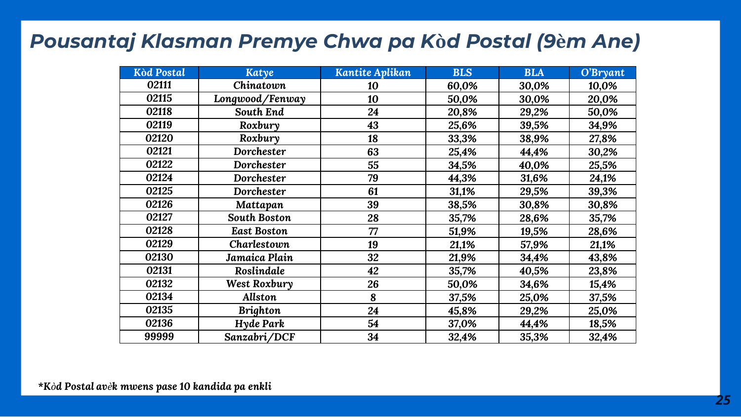# Pousantaj Klasman Premye Chwa pa Kòd Postal (9èm Ane)

| Kòd Postal | Katye | Kantite Aplikan | BLS | BLA | O'Bryant |
|---|---|---|---|---|---|
| 02111 | Chinatown | 10 | 60,0% | 30,0% | 10,0% |
| 02115 | Longwood/Fenway | 10 | 50,0% | 30,0% | 20,0% |
| 02118 | South End | 24 | 20,8% | 29,2% | 50,0% |
| 02119 | Roxbury | 43 | 25,6% | 39,5% | 34,9% |
| 02120 | Roxbury | 18 | 33,3% | 38,9% | 27,8% |
| 02121 | Dorchester | 63 | 25,4% | 44,4% | 30,2% |
| 02122 | Dorchester | 55 | 34,5% | 40,0% | 25,5% |
| 02124 | Dorchester | 79 | 44,3% | 31,6% | 24,1% |
| 02125 | Dorchester | 61 | 31,1% | 29,5% | 39,3% |
| 02126 | Mattapan | 39 | 38,5% | 30,8% | 30,8% |
| 02127 | South Boston | 28 | 35,7% | 28,6% | 35,7% |
| 02128 | East Boston | 77 | 51,9% | 19,5% | 28,6% |
| 02129 | Charlestown | 19 | 21,1% | 57,9% | 21,1% |
| 02130 | Jamaica Plain | 32 | 21,9% | 34,4% | 43,8% |
| 02131 | Roslindale | 42 | 35,7% | 40,5% | 23,8% |
| 02132 | West Roxbury | 26 | 50,0% | 34,6% | 15,4% |
| 02134 | Allston | 8 | 37,5% | 25,0% | 37,5% |
| 02135 | Brighton | 24 | 45,8% | 29,2% | 25,0% |
| 02136 | Hyde Park | 54 | 37,0% | 44,4% | 18,5% |
| 99999 | Sanzabri/DCF | 34 | 32,4% | 35,3% | 32,4% |

*\*Kòd Postal avèk mwens pase 10 kandida pa enkli*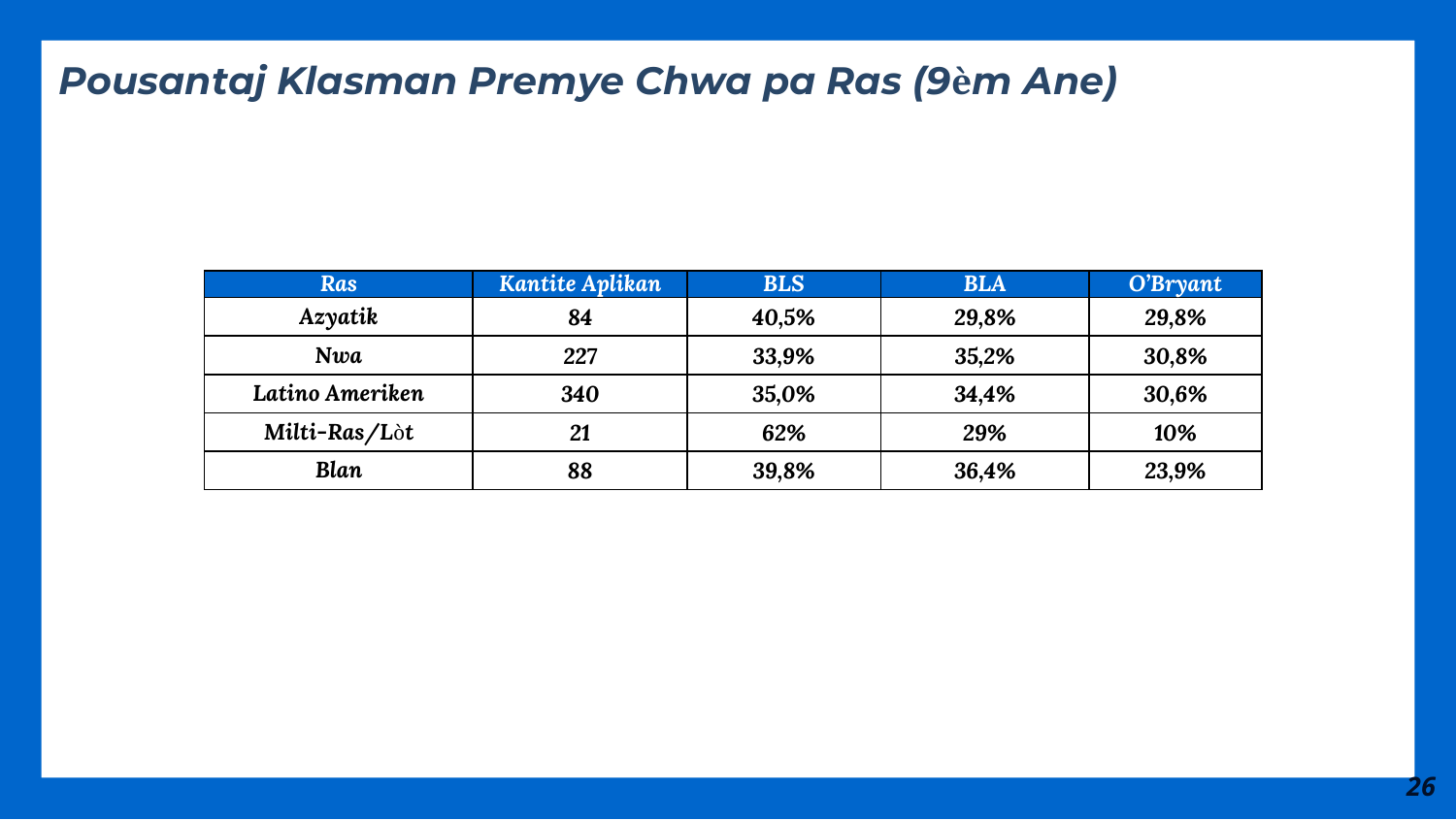# *Pousantaj Klasman Premye Chwa pa Ras (9èm Ane)*

| *Ras* | *Kantite Aplikan* | BLS | BLA | *O'Bryant* |
|---|---|---|---|---|
| *Azyatik* | 84 | 40,5% | 29,8% | 29,8% |
| *Nwa* | 227 | 33,9% | 35,2% | 30,8% |
| *Latino Ameriken* | 340 | 35,0% | 34,4% | 30,6% |
| *Milti-Ras/Lòt* | 21 | 62% | 29% | 10% |
| *Blan* | 88 | 39,8% | 36,4% | 23,9% |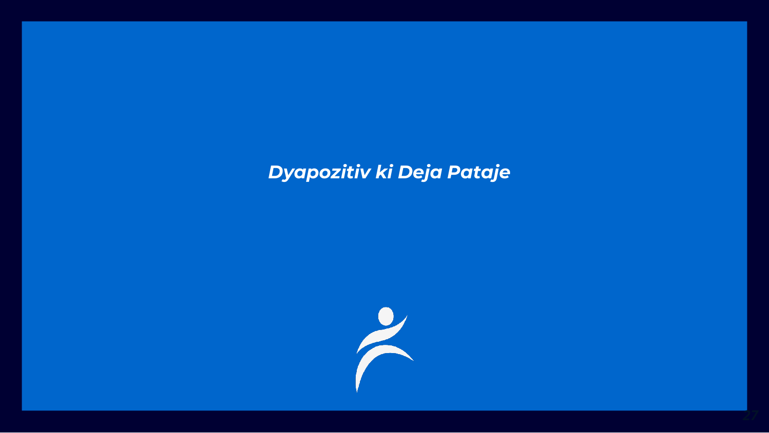*Dyapozitiv ki Deja Pataje*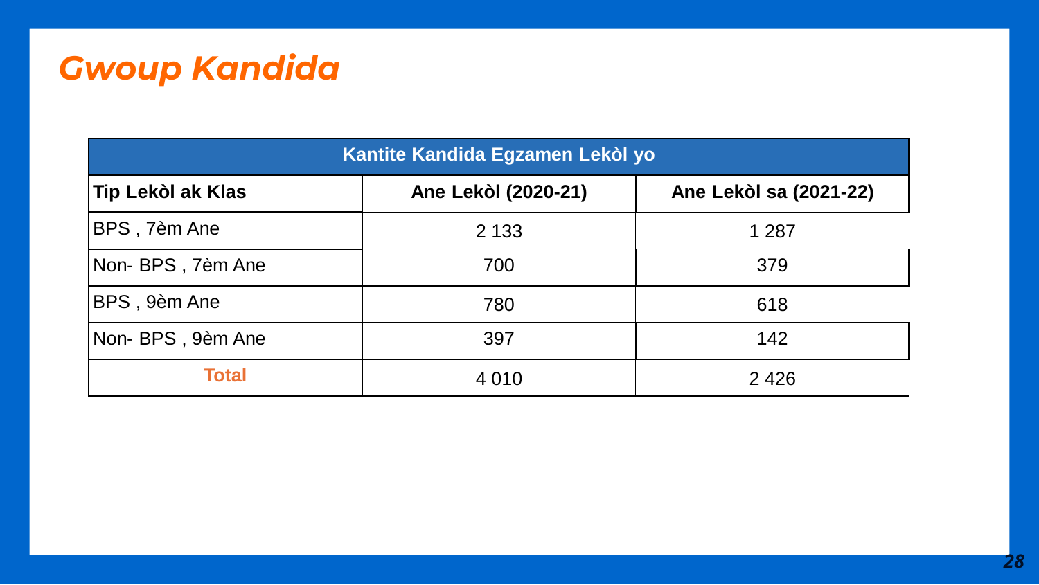# *Gwoup Kandida*

| Kantite Kandida Egzamen Lekòl yo | | |
|---|---|---|
| **Tip Lekòl ak Klas** | **Ane Lekòl (2020-21)** | **Ane Lekòl sa (2021-22)** |
| BPS , 7èm Ane | 2 133 | 1 287 |
| Non- BPS , 7èm Ane | 700 | 379 |
| BPS , 9èm Ane | 780 | 618 |
| Non- BPS , 9èm Ane | 397 | 142 |
| **Total** | 4 010 | 2 426 |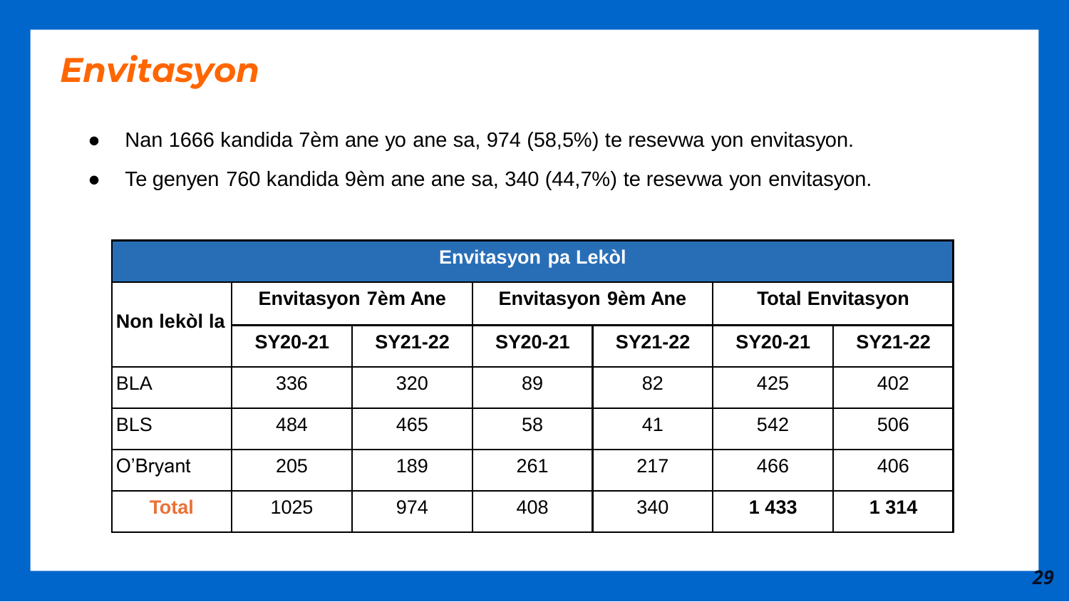# Envitasyon

- Nan 1666 kandida 7èm ane yo ane sa, 974 (58,5%) te resevwa yon envitasyon.
- Te genyen 760 kandida 9èm ane ane sa, 340 (44,7%) te resevwa yon envitasyon.

| Envitasyon pa Lekòl | | | | | | |
|---|---|---|---|---|---|---|
| **Non lekòl la** | **Envitasyon 7èm Ane** | | **Envitasyon 9èm Ane** | | **Total Envitasyon** | |
| | **SY20-21** | **SY21-22** | **SY20-21** | **SY21-22** | **SY20-21** | **SY21-22** |
| BLA | 336 | 320 | 89 | 82 | 425 | 402 |
| BLS | 484 | 465 | 58 | 41 | 542 | 506 |
| O'Bryant | 205 | 189 | 261 | 217 | 466 | 406 |
| **Total** | 1025 | 974 | 408 | 340 | **1 433** | **1 314** |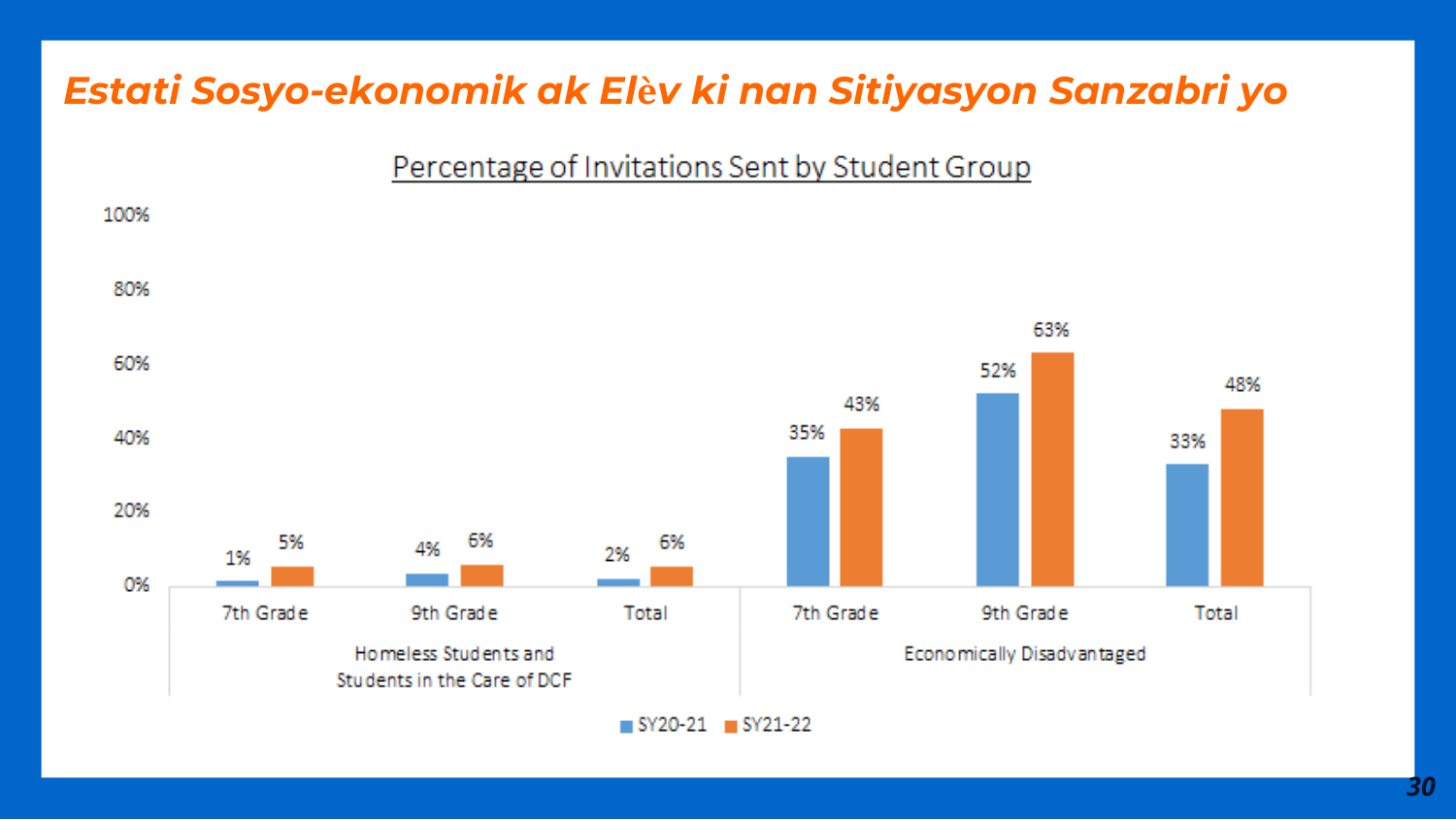# Estati Sosyo-ekonomik ak Elèv ki nan Sitiyasyon Sanzabri yo

Percentage of Invitations Sent by Student Group

100%
80%
60%
40%
20%
0%

1%
5%
4%
6%
2%
6%
35%
43%
52%
63%
33%
48%

7th Grade
9th Grade
Total
7th Grade
9th Grade
Total

Homeless Students and Students in the Care of DCF

Economically Disadvantaged

SY20-21
SY21-22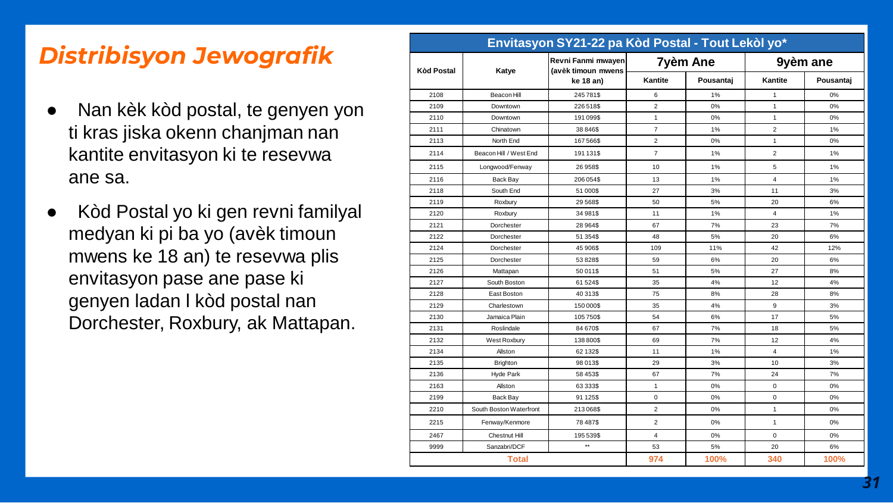# *Distribisyon Jewografik*

- Nan kèk kòd postal, te genyen yon ti kras jiska okenn chanjman nan kantite envitasyon ki te resevwa ane sa.
- Kòd Postal yo ki gen revni familyal medyan ki pi ba yo (avèk timoun mwens ke 18 an) te resevwa plis envitasyon pase ane pase ki genyen ladan l kòd postal nan Dorchester, Roxbury, ak Mattapan.

**Envitasyon SY21-22 pa Kòd Postal - Tout Lekòl yo***

| Kòd Postal | Katye | Revni Fanmi mwayen (avèk timoun mwens ke 18 an) | 7yèm Ane | | 9yèm ane | |
|---|---|---|---|---|---|---|
| | | | Kantite | Pousantaj | Kantite | Pousantaj |
| 2108 | Beacon Hill | 245 781$ | 6 | 1% | 1 | 0% |
| 2109 | Downtown | 226 518$ | 2 | 0% | 1 | 0% |
| 2110 | Downtown | 191 099$ | 1 | 0% | 1 | 0% |
| 2111 | Chinatown | 38 846$ | 7 | 1% | 2 | 1% |
| 2113 | North End | 167 566$ | 2 | 0% | 1 | 0% |
| 2114 | Beacon Hill / West End | 191 131$ | 7 | 1% | 2 | 1% |
| 2115 | Longwood/Fenway | 26 958$ | 10 | 1% | 5 | 1% |
| 2116 | Back Bay | 206 054$ | 13 | 1% | 4 | 1% |
| 2118 | South End | 51 000$ | 27 | 3% | 11 | 3% |
| 2119 | Roxbury | 29 568$ | 50 | 5% | 20 | 6% |
| 2120 | Roxbury | 34 981$ | 11 | 1% | 4 | 1% |
| 2121 | Dorchester | 28 964$ | 67 | 7% | 23 | 7% |
| 2122 | Dorchester | 51 354$ | 48 | 5% | 20 | 6% |
| 2124 | Dorchester | 45 906$ | 109 | 11% | 42 | 12% |
| 2125 | Dorchester | 53 828$ | 59 | 6% | 20 | 6% |
| 2126 | Mattapan | 50 011$ | 51 | 5% | 27 | 8% |
| 2127 | South Boston | 61 524$ | 35 | 4% | 12 | 4% |
| 2128 | East Boston | 40 313$ | 75 | 8% | 28 | 8% |
| 2129 | Charlestown | 150 000$ | 35 | 4% | 9 | 3% |
| 2130 | Jamaica Plain | 105 750$ | 54 | 6% | 17 | 5% |
| 2131 | Roslindale | 84 670$ | 67 | 7% | 18 | 5% |
| 2132 | West Roxbury | 138 800$ | 69 | 7% | 12 | 4% |
| 2134 | Allston | 62 132$ | 11 | 1% | 4 | 1% |
| 2135 | Brighton | 98 013$ | 29 | 3% | 10 | 3% |
| 2136 | Hyde Park | 58 453$ | 67 | 7% | 24 | 7% |
| 2163 | Allston | 63 333$ | 1 | 0% | 0 | 0% |
| 2199 | Back Bay | 91 125$ | 0 | 0% | 0 | 0% |
| 2210 | South Boston Waterfront | 213 068$ | 2 | 0% | 1 | 0% |
| 2215 | Fenway/Kenmore | 78 487$ | 2 | 0% | 1 | 0% |
| 2467 | Chestnut Hill | 195 539$ | 4 | 0% | 0 | 0% |
| 9999 | Sanzabri/DCF | ** | 53 | 5% | 20 | 6% |
| **Total** | | | **974** | **100%** | **340** | **100%** |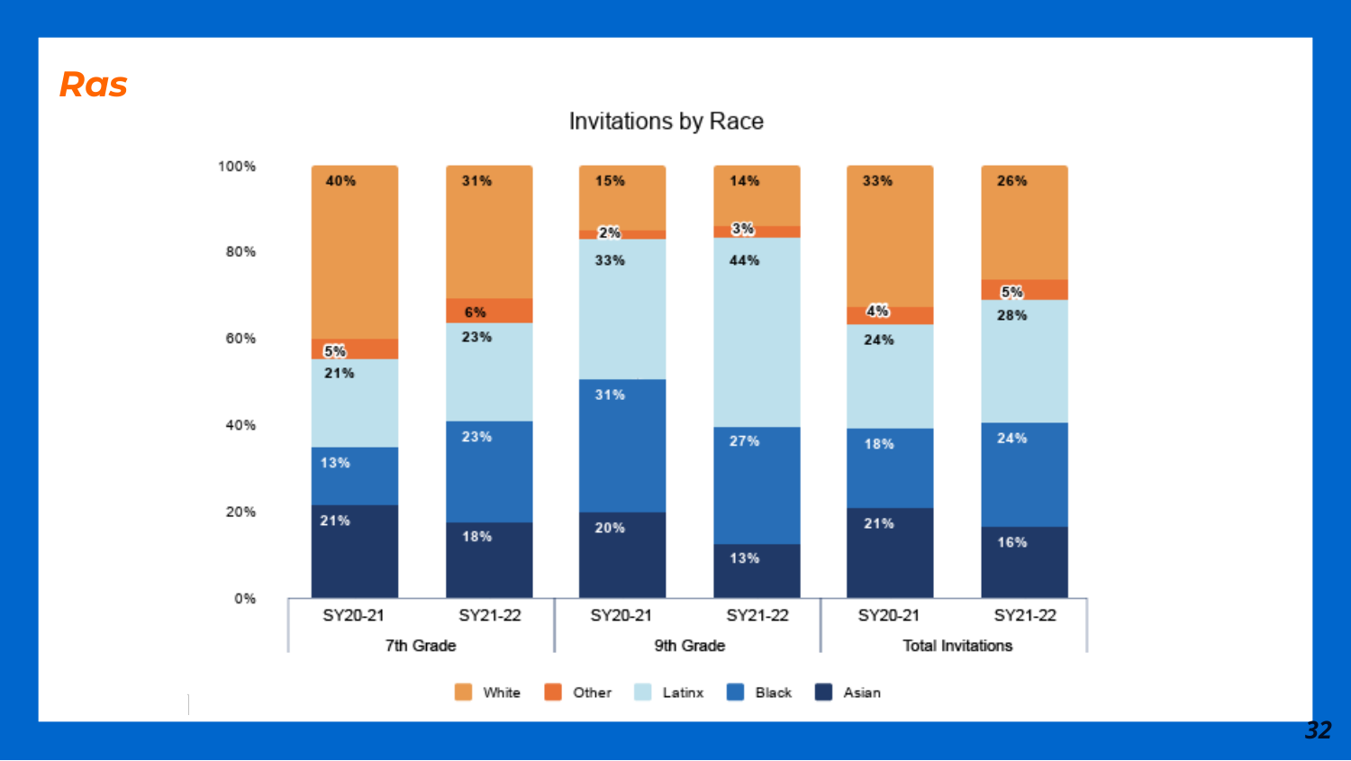# Ras

## Invitations by Race

| Race | 7th Grade SY20-21 | 7th Grade SY21-22 | 9th Grade SY20-21 | 9th Grade SY21-22 | Total Invitations SY20-21 | Total Invitations SY21-22 |
|---|---|---|---|---|---|---|
| White | 40% | 31% | 15% | 14% | 33% | 26% |
| Other | 5% | 6% | 2% | 3% | 4% | 5% |
| Latinx | 21% | 23% | 33% | 44% | 24% | 28% |
| Black | 13% | 23% | 31% | 27% | 18% | 24% |
| Asian | 21% | 18% | 20% | 13% | 21% | 16% |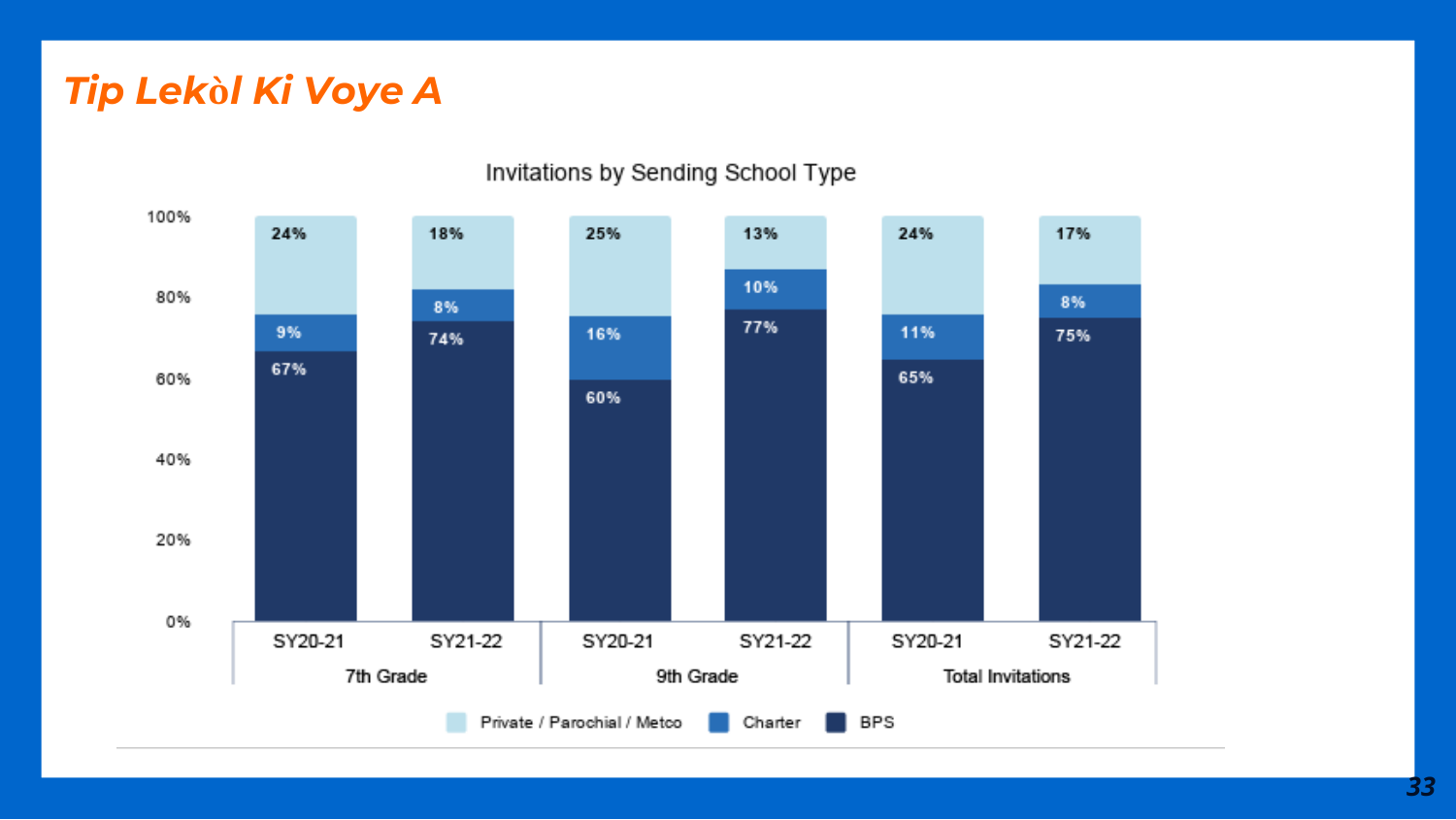# Tip Lekòl Ki Voye A

Invitations by Sending School Type

100%
80%
60%
40%
20%
0%

24%
9%
67%

18%
8%
74%

25%
16%
60%

13%
10%
77%

24%
11%
65%

17%
8%
75%

SY20-21
SY21-22
7th Grade

SY20-21
SY21-22
9th Grade

SY20-21
SY21-22
Total Invitations

Private / Parochial / Metco
Charter
BPS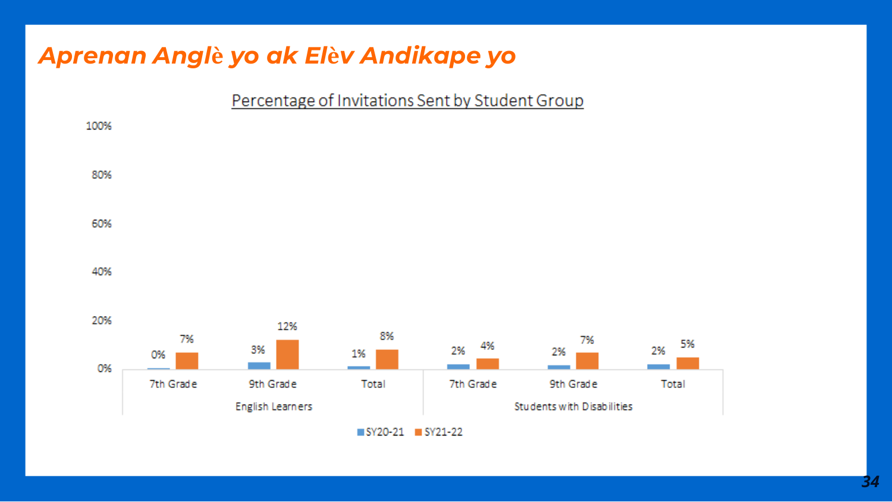# Aprenan Anglè yo ak Elèv Andikape yo

Percentage of Invitations Sent by Student Group

100%
80%
60%
40%
20%
0%

0%
7%
3%
12%
1%
8%
2%
4%
2%
7%
2%
5%

7th Grade
9th Grade
Total
English Learners

7th Grade
9th Grade
Total
Students with Disabilities

SY20-21
SY21-22